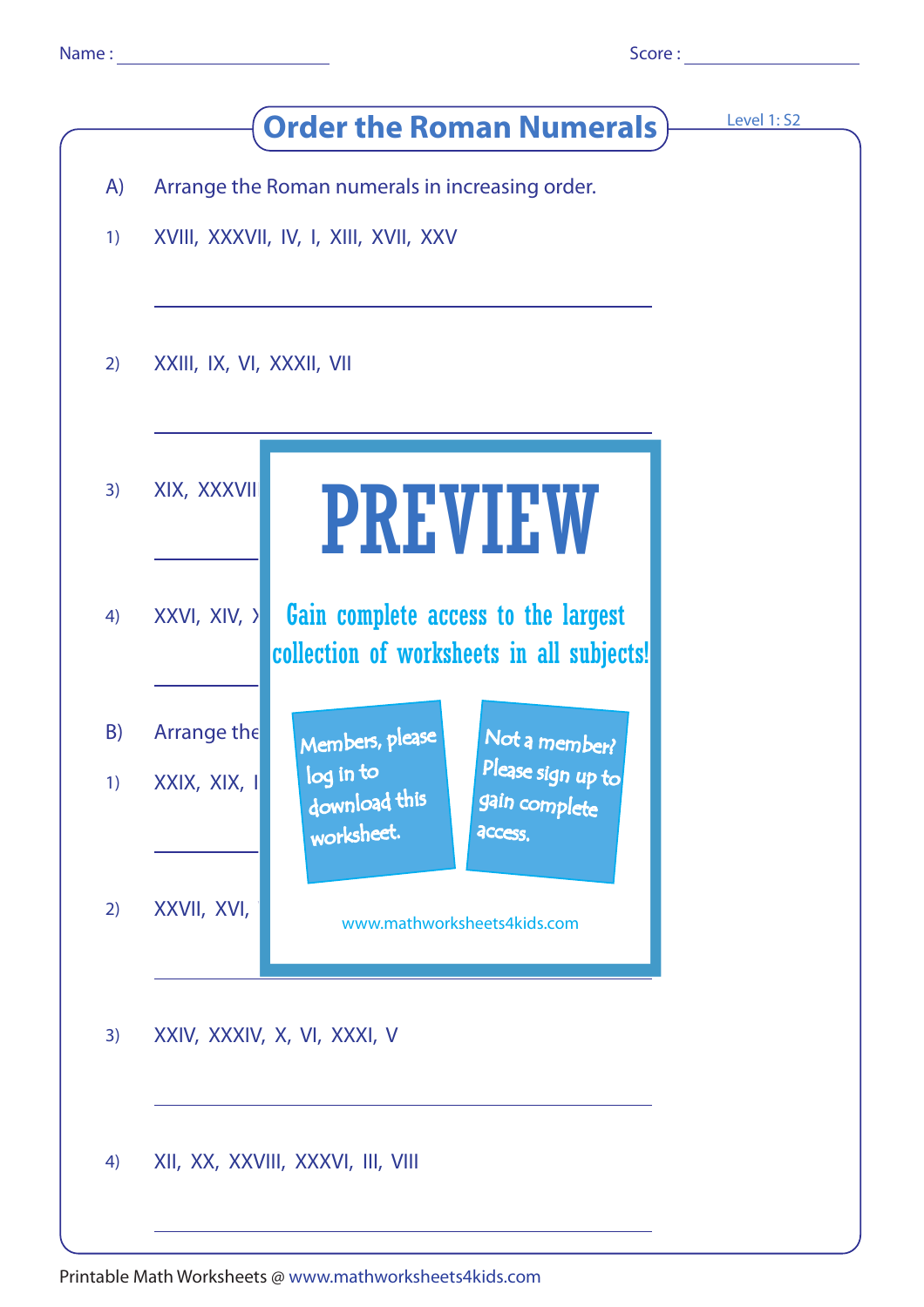Name : ____________________ Score : ____________________

# Order the Roman Numerals

Level 1: S2

A) Arrange the Roman numerals in increasing order.

1) XVIII, XXXVII, IV, I, XIII, XVII, XXV

______________________________________________

2) XXIII, IX, VI, XXXII, VII

______________________________________________

3) XIX, XXXVII

______________________________________________

4) XXVI, XIV, X

______________________________________________

B) Arrange the

1) XXIX, XIX, I

______________________________________________

2) XXVII, XVI,

______________________________________________

3) XXIV, XXXIV, X, VI, XXXI, V

______________________________________________

4) XII, XX, XXVIII, XXXVI, III, VIII

______________________________________________

PREVIEW

Gain complete access to the largest collection of worksheets in all subjects!

Members, please log in to download this worksheet.

Not a member? Please sign up to gain complete access.

www.mathworksheets4kids.com

Printable Math Worksheets @ www.mathworksheets4kids.com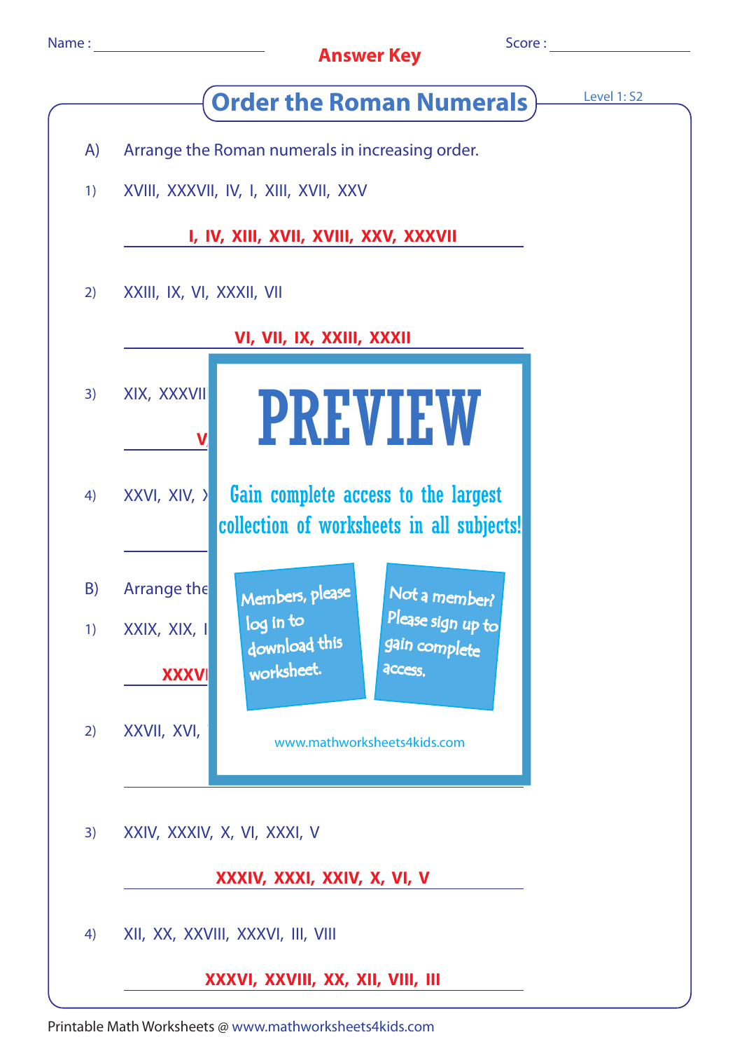Name : ____________________ **Answer Key** Score : ____________________

# Order the Roman Numerals

Level 1: S2

A) Arrange the Roman numerals in increasing order.

1) XVIII, XXXVII, IV, I, XIII, XVII, XXV

**I, IV, XIII, XVII, XVIII, XXV, XXXVII**

2) XXIII, IX, VI, XXXII, VII

**VI, VII, IX, XXIII, XXXII**

3) XIX, XXXVII

**V**

4) XXVI, XIV, X

B) Arrange the

1) XXIX, XIX, I

**XXXVI**

2) XXVII, XVI,

**PREVIEW**

Gain complete access to the largest collection of worksheets in all subjects!

Members, please log in to download this worksheet.

Not a member? Please sign up to gain complete access.

www.mathworksheets4kids.com

3) XXIV, XXXIV, X, VI, XXXI, V

**XXXIV, XXXI, XXIV, X, VI, V**

4) XII, XX, XXVIII, XXXVI, III, VIII

**XXXVI, XXVIII, XX, XII, VIII, III**

Printable Math Worksheets @ www.mathworksheets4kids.com